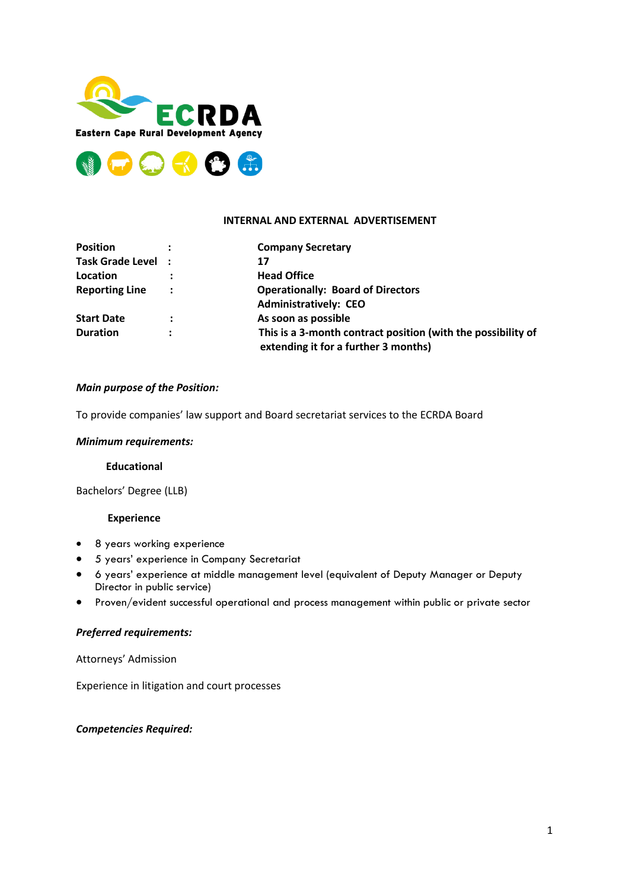**ECRDA**

**Eastern Cape Rural Development Agency**

**INTERNAL AND EXTERNAL ADVERTISEMENT**

| | | |
|---|---|---|
| **Position** | : | **Company Secretary** |
| **Task Grade Level** | : | **17** |
| **Location** | : | **Head Office** |
| **Reporting Line** | : | **Operationally: Board of Directors** |
| | | **Administratively: CEO** |
| **Start Date** | : | **As soon as possible** |
| **Duration** | : | **This is a 3-month contract position (with the possibility of extending it for a further 3 months)** |

***Main purpose of the Position:***

To provide companies' law support and Board secretariat services to the ECRDA Board

***Minimum requirements:***

**Educational**

Bachelors' Degree (LLB)

**Experience**

- 8 years working experience
- 5 years' experience in Company Secretariat
- 6 years' experience at middle management level (equivalent of Deputy Manager or Deputy Director in public service)
- Proven/evident successful operational and process management within public or private sector

***Preferred requirements:***

Attorneys' Admission

Experience in litigation and court processes

***Competencies Required:***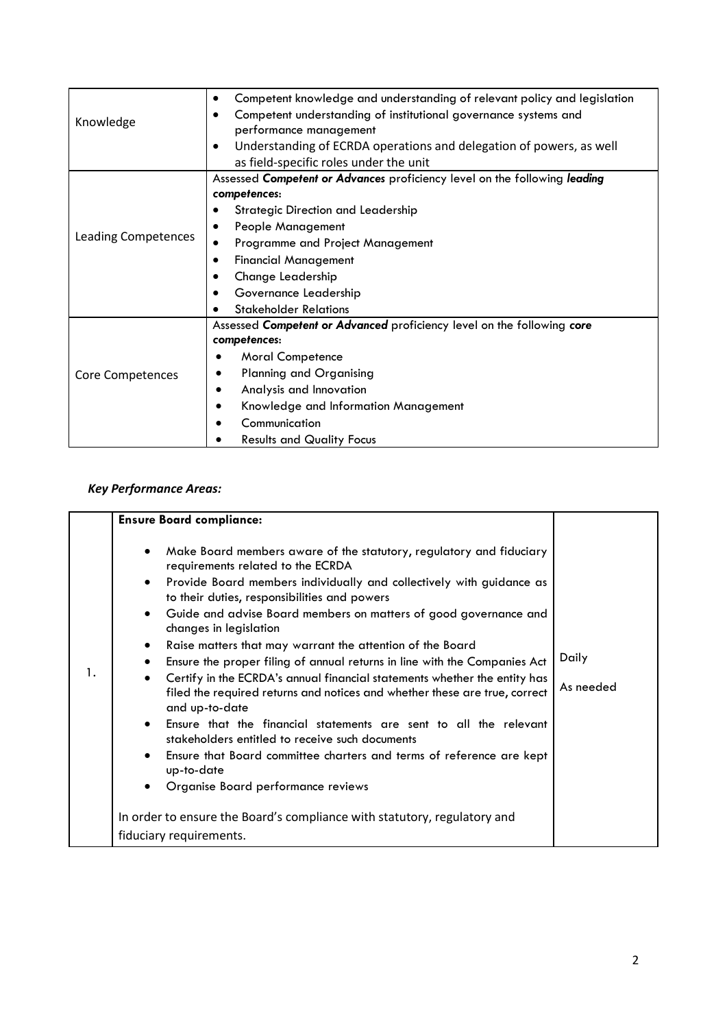| Knowledge | • Competent knowledge and understanding of relevant policy and legislation<br>• Competent understanding of institutional governance systems and performance management<br>• Understanding of ECRDA operations and delegation of powers, as well as field-specific roles under the unit |
|---|---|
| Leading Competences | Assessed ***Competent or Advances*** proficiency level on the following ***leading competences***:<br>• Strategic Direction and Leadership<br>• People Management<br>• Programme and Project Management<br>• Financial Management<br>• Change Leadership<br>• Governance Leadership<br>• Stakeholder Relations |
| Core Competences | Assessed ***Competent or Advanced*** proficiency level on the following ***core competences***:<br>• Moral Competence<br>• Planning and Organising<br>• Analysis and Innovation<br>• Knowledge and Information Management<br>• Communication<br>• Results and Quality Focus |

***Key Performance Areas:***

| | | |
|---|---|---|
| 1. | **Ensure Board compliance:**<br>• Make Board members aware of the statutory, regulatory and fiduciary requirements related to the ECRDA<br>• Provide Board members individually and collectively with guidance as to their duties, responsibilities and powers<br>• Guide and advise Board members on matters of good governance and changes in legislation<br>• Raise matters that may warrant the attention of the Board<br>• Ensure the proper filing of annual returns in line with the Companies Act<br>• Certify in the ECRDA's annual financial statements whether the entity has filed the required returns and notices and whether these are true, correct and up-to-date<br>• Ensure that the financial statements are sent to all the relevant stakeholders entitled to receive such documents<br>• Ensure that Board committee charters and terms of reference are kept up-to-date<br>• Organise Board performance reviews<br><br>In order to ensure the Board's compliance with statutory, regulatory and fiduciary requirements. | Daily<br><br>As needed |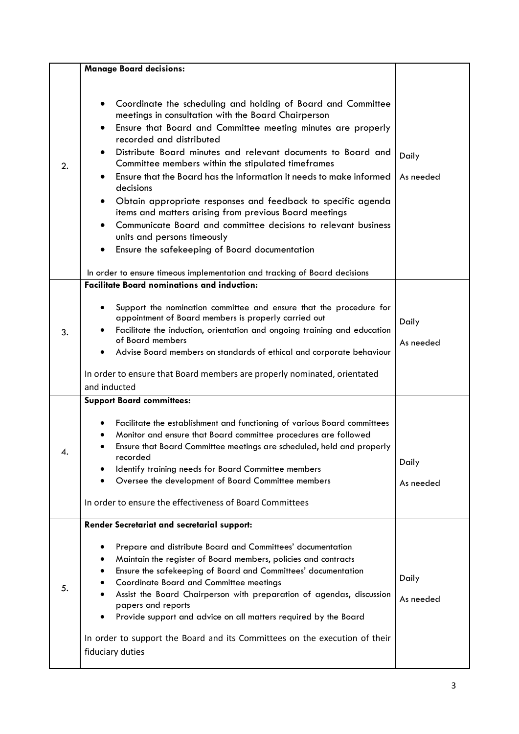| | | |
|---|---|---|
| 2. | **Manage Board decisions:**<br><br>• Coordinate the scheduling and holding of Board and Committee meetings in consultation with the Board Chairperson<br>• Ensure that Board and Committee meeting minutes are properly recorded and distributed<br>• Distribute Board minutes and relevant documents to Board and Committee members within the stipulated timeframes<br>• Ensure that the Board has the information it needs to make informed decisions<br>• Obtain appropriate responses and feedback to specific agenda items and matters arising from previous Board meetings<br>• Communicate Board and committee decisions to relevant business units and persons timeously<br>• Ensure the safekeeping of Board documentation<br><br>In order to ensure timeous implementation and tracking of Board decisions | Daily<br><br>As needed |
| 3. | **Facilitate Board nominations and induction:**<br><br>• Support the nomination committee and ensure that the procedure for appointment of Board members is properly carried out<br>• Facilitate the induction, orientation and ongoing training and education of Board members<br>• Advise Board members on standards of ethical and corporate behaviour<br><br>In order to ensure that Board members are properly nominated, orientated and inducted | Daily<br><br>As needed |
| 4. | **Support Board committees:**<br><br>• Facilitate the establishment and functioning of various Board committees<br>• Monitor and ensure that Board committee procedures are followed<br>• Ensure that Board Committee meetings are scheduled, held and properly recorded<br>• Identify training needs for Board Committee members<br>• Oversee the development of Board Committee members<br><br>In order to ensure the effectiveness of Board Committees | Daily<br><br>As needed |
| 5. | **Render Secretariat and secretarial support:**<br><br>• Prepare and distribute Board and Committees' documentation<br>• Maintain the register of Board members, policies and contracts<br>• Ensure the safekeeping of Board and Committees' documentation<br>• Coordinate Board and Committee meetings<br>• Assist the Board Chairperson with preparation of agendas, discussion papers and reports<br>• Provide support and advice on all matters required by the Board<br><br>In order to support the Board and its Committees on the execution of their fiduciary duties | Daily<br><br>As needed |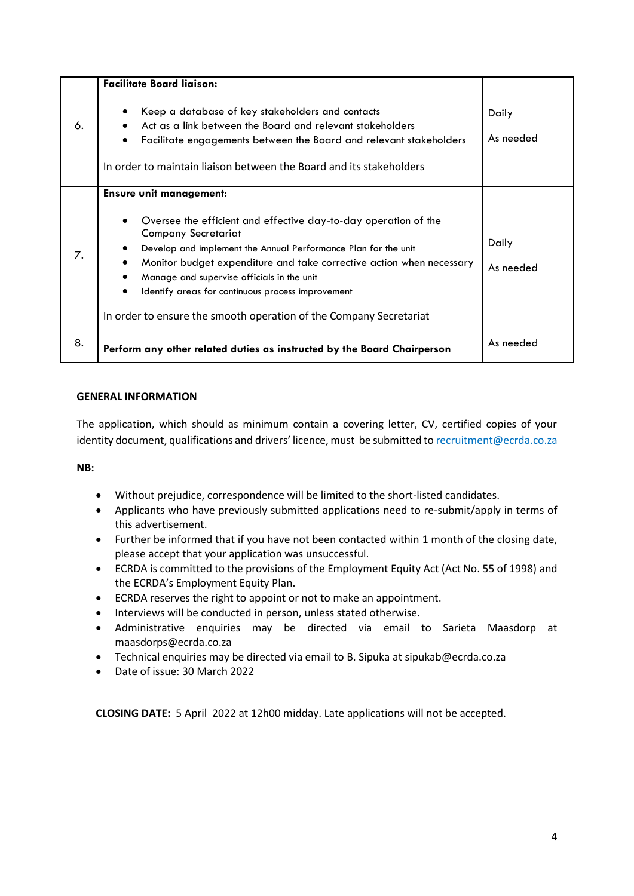| | | |
|---|---|---|
| 6. | **Facilitate Board liaison:**<br><br>• Keep a database of key stakeholders and contacts<br>• Act as a link between the Board and relevant stakeholders<br>• Facilitate engagements between the Board and relevant stakeholders<br><br>In order to maintain liaison between the Board and its stakeholders | Daily<br><br>As needed |
| 7. | **Ensure unit management:**<br><br>• Oversee the efficient and effective day-to-day operation of the Company Secretariat<br>• Develop and implement the Annual Performance Plan for the unit<br>• Monitor budget expenditure and take corrective action when necessary<br>• Manage and supervise officials in the unit<br>• Identify areas for continuous process improvement<br><br>In order to ensure the smooth operation of the Company Secretariat | Daily<br><br>As needed |
| 8. | **Perform any other related duties as instructed by the Board Chairperson** | As needed |

**GENERAL INFORMATION**

The application, which should as minimum contain a covering letter, CV, certified copies of your identity document, qualifications and drivers' licence, must be submitted to recruitment@ecrda.co.za

**NB:**

- Without prejudice, correspondence will be limited to the short-listed candidates.
- Applicants who have previously submitted applications need to re-submit/apply in terms of this advertisement.
- Further be informed that if you have not been contacted within 1 month of the closing date, please accept that your application was unsuccessful.
- ECRDA is committed to the provisions of the Employment Equity Act (Act No. 55 of 1998) and the ECRDA's Employment Equity Plan.
- ECRDA reserves the right to appoint or not to make an appointment.
- Interviews will be conducted in person, unless stated otherwise.
- Administrative enquiries may be directed via email to Sarieta Maasdorp at maasdorps@ecrda.co.za
- Technical enquiries may be directed via email to B. Sipuka at sipukab@ecrda.co.za
- Date of issue: 30 March 2022

**CLOSING DATE:** 5 April 2022 at 12h00 midday. Late applications will not be accepted.